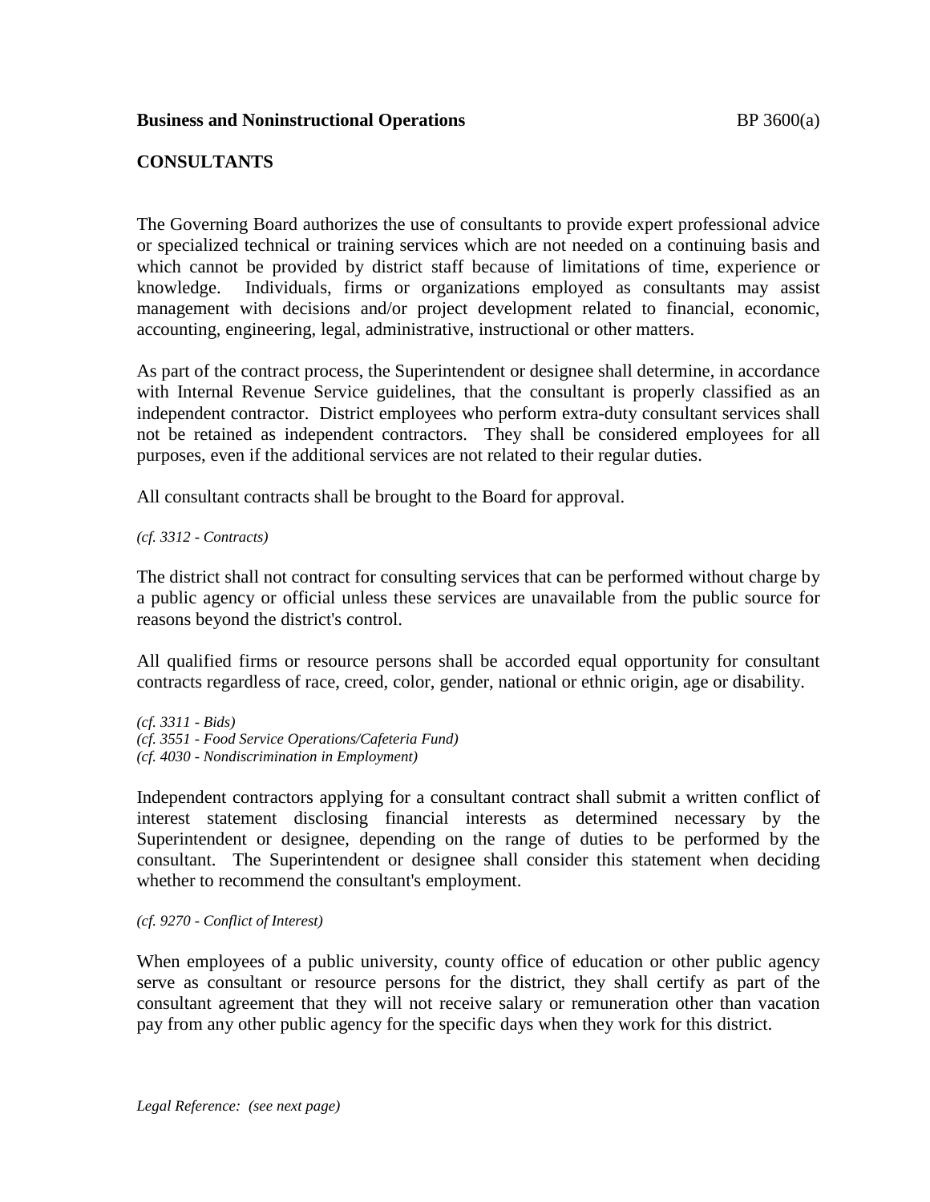**Business and Noninstructional Operations** BP 3600(a)

## CONSULTANTS

The Governing Board authorizes the use of consultants to provide expert professional advice or specialized technical or training services which are not needed on a continuing basis and which cannot be provided by district staff because of limitations of time, experience or knowledge. Individuals, firms or organizations employed as consultants may assist management with decisions and/or project development related to financial, economic, accounting, engineering, legal, administrative, instructional or other matters.

As part of the contract process, the Superintendent or designee shall determine, in accordance with Internal Revenue Service guidelines, that the consultant is properly classified as an independent contractor. District employees who perform extra-duty consultant services shall not be retained as independent contractors. They shall be considered employees for all purposes, even if the additional services are not related to their regular duties.

All consultant contracts shall be brought to the Board for approval.

*(cf. 3312 - Contracts)*

The district shall not contract for consulting services that can be performed without charge by a public agency or official unless these services are unavailable from the public source for reasons beyond the district's control.

All qualified firms or resource persons shall be accorded equal opportunity for consultant contracts regardless of race, creed, color, gender, national or ethnic origin, age or disability.

*(cf. 3311 - Bids)*
*(cf. 3551 - Food Service Operations/Cafeteria Fund)*
*(cf. 4030 - Nondiscrimination in Employment)*

Independent contractors applying for a consultant contract shall submit a written conflict of interest statement disclosing financial interests as determined necessary by the Superintendent or designee, depending on the range of duties to be performed by the consultant. The Superintendent or designee shall consider this statement when deciding whether to recommend the consultant's employment.

*(cf. 9270 - Conflict of Interest)*

When employees of a public university, county office of education or other public agency serve as consultant or resource persons for the district, they shall certify as part of the consultant agreement that they will not receive salary or remuneration other than vacation pay from any other public agency for the specific days when they work for this district.

*Legal Reference: (see next page)*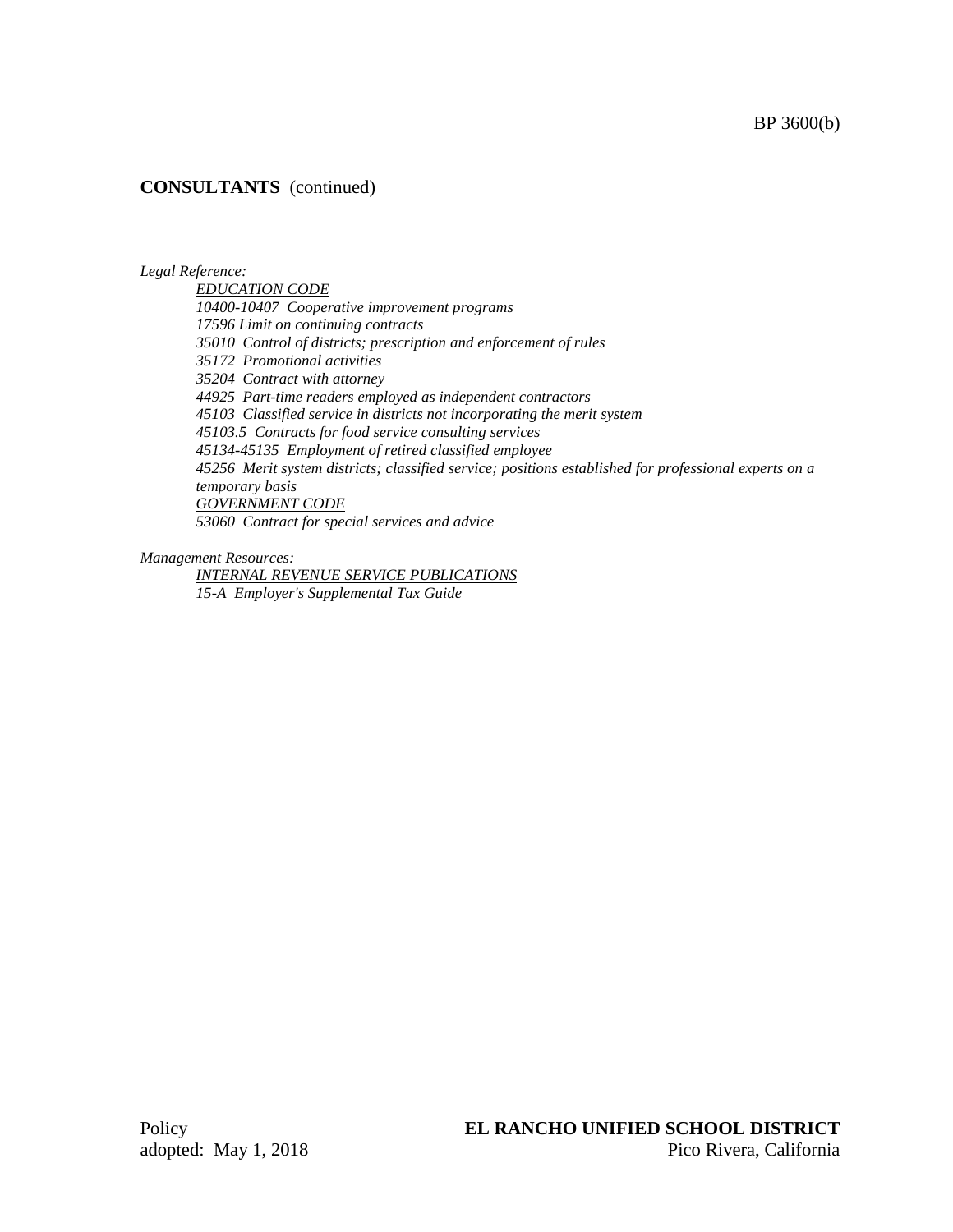**CONSULTANTS** (continued)

*Legal Reference:*

*EDUCATION CODE*

*10400-10407 Cooperative improvement programs*

*17596 Limit on continuing contracts*

*35010 Control of districts; prescription and enforcement of rules*

*35172 Promotional activities*

*35204 Contract with attorney*

*44925 Part-time readers employed as independent contractors*

*45103 Classified service in districts not incorporating the merit system*

*45103.5 Contracts for food service consulting services*

*45134-45135 Employment of retired classified employee*

*45256 Merit system districts; classified service; positions established for professional experts on a temporary basis*

*GOVERNMENT CODE*

*53060 Contract for special services and advice*

*Management Resources:*

*INTERNAL REVENUE SERVICE PUBLICATIONS*

*15-A Employer's Supplemental Tax Guide*

Policy
adopted: May 1, 2018

**EL RANCHO UNIFIED SCHOOL DISTRICT**
Pico Rivera, California